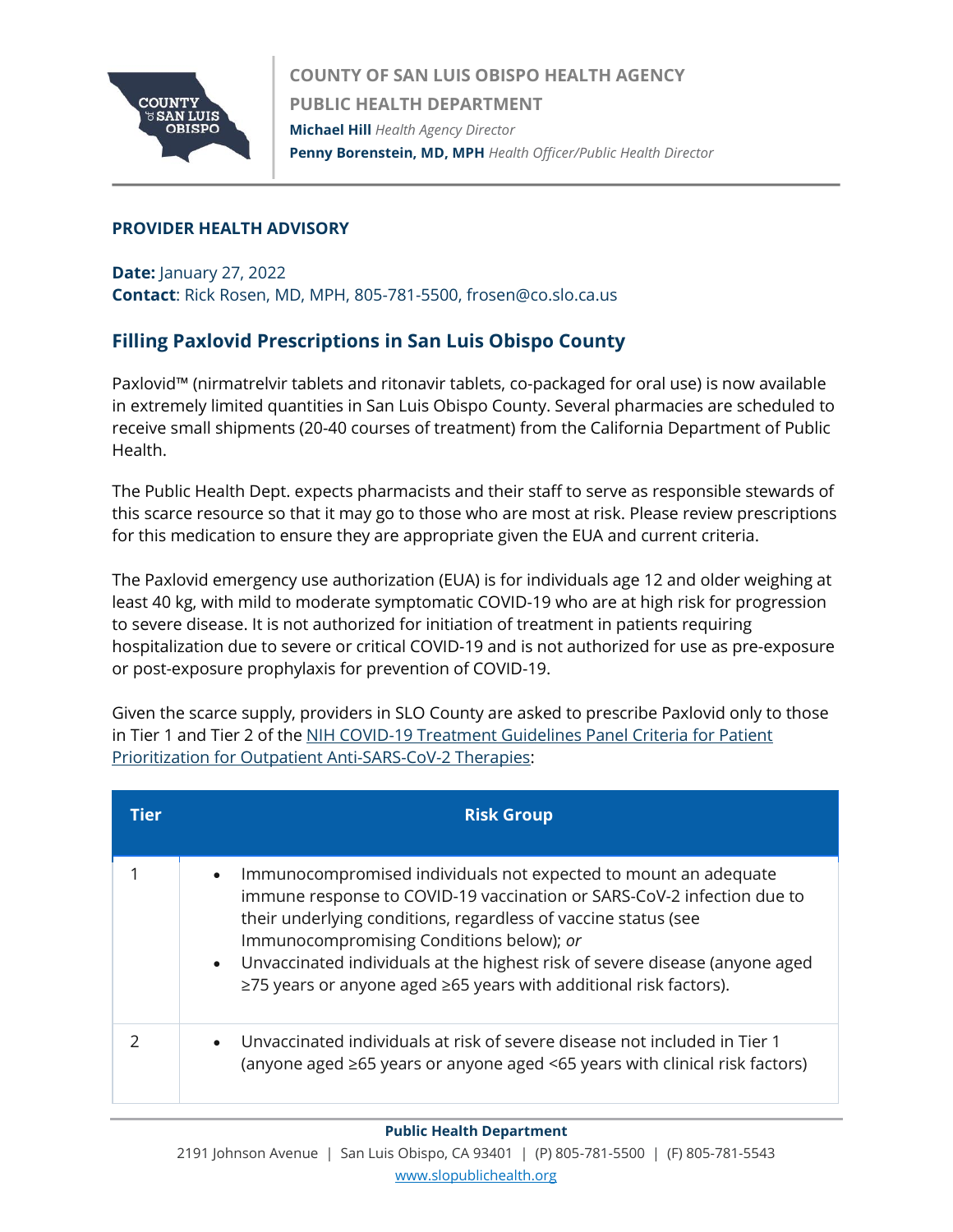**COUNTY OF SAN LUIS OBISPO HEALTH AGENCY**
**PUBLIC HEALTH DEPARTMENT**
**Michael Hill** *Health Agency Director*
**Penny Borenstein, MD, MPH** *Health Officer/Public Health Director*

**PROVIDER HEALTH ADVISORY**

**Date:** January 27, 2022
**Contact**: Rick Rosen, MD, MPH, 805-781-5500, frosen@co.slo.ca.us

## Filling Paxlovid Prescriptions in San Luis Obispo County

Paxlovid™ (nirmatrelvir tablets and ritonavir tablets, co-packaged for oral use) is now available in extremely limited quantities in San Luis Obispo County. Several pharmacies are scheduled to receive small shipments (20-40 courses of treatment) from the California Department of Public Health.

The Public Health Dept. expects pharmacists and their staff to serve as responsible stewards of this scarce resource so that it may go to those who are most at risk. Please review prescriptions for this medication to ensure they are appropriate given the EUA and current criteria.

The Paxlovid emergency use authorization (EUA) is for individuals age 12 and older weighing at least 40 kg, with mild to moderate symptomatic COVID-19 who are at high risk for progression to severe disease. It is not authorized for initiation of treatment in patients requiring hospitalization due to severe or critical COVID-19 and is not authorized for use as pre-exposure or post-exposure prophylaxis for prevention of COVID-19.

Given the scarce supply, providers in SLO County are asked to prescribe Paxlovid only to those in Tier 1 and Tier 2 of the [NIH COVID-19 Treatment Guidelines Panel Criteria for Patient Prioritization for Outpatient Anti-SARS-CoV-2 Therapies]:

| Tier | Risk Group |
| --- | --- |
| 1 | • Immunocompromised individuals not expected to mount an adequate immune response to COVID-19 vaccination or SARS-CoV-2 infection due to their underlying conditions, regardless of vaccine status (see Immunocompromising Conditions below); *or*<br>• Unvaccinated individuals at the highest risk of severe disease (anyone aged ≥75 years or anyone aged ≥65 years with additional risk factors). |
| 2 | • Unvaccinated individuals at risk of severe disease not included in Tier 1 (anyone aged ≥65 years or anyone aged <65 years with clinical risk factors) |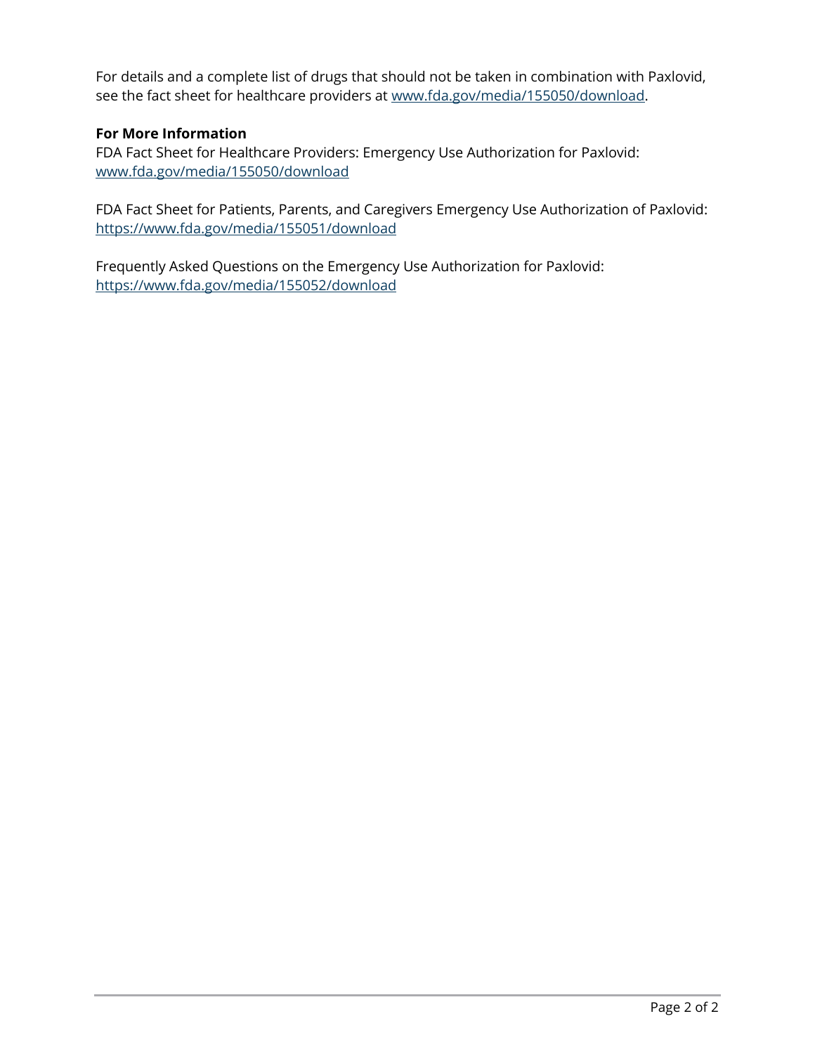For details and a complete list of drugs that should not be taken in combination with Paxlovid, see the fact sheet for healthcare providers at www.fda.gov/media/155050/download.

**For More Information**

FDA Fact Sheet for Healthcare Providers: Emergency Use Authorization for Paxlovid: www.fda.gov/media/155050/download

FDA Fact Sheet for Patients, Parents, and Caregivers Emergency Use Authorization of Paxlovid: https://www.fda.gov/media/155051/download

Frequently Asked Questions on the Emergency Use Authorization for Paxlovid: https://www.fda.gov/media/155052/download